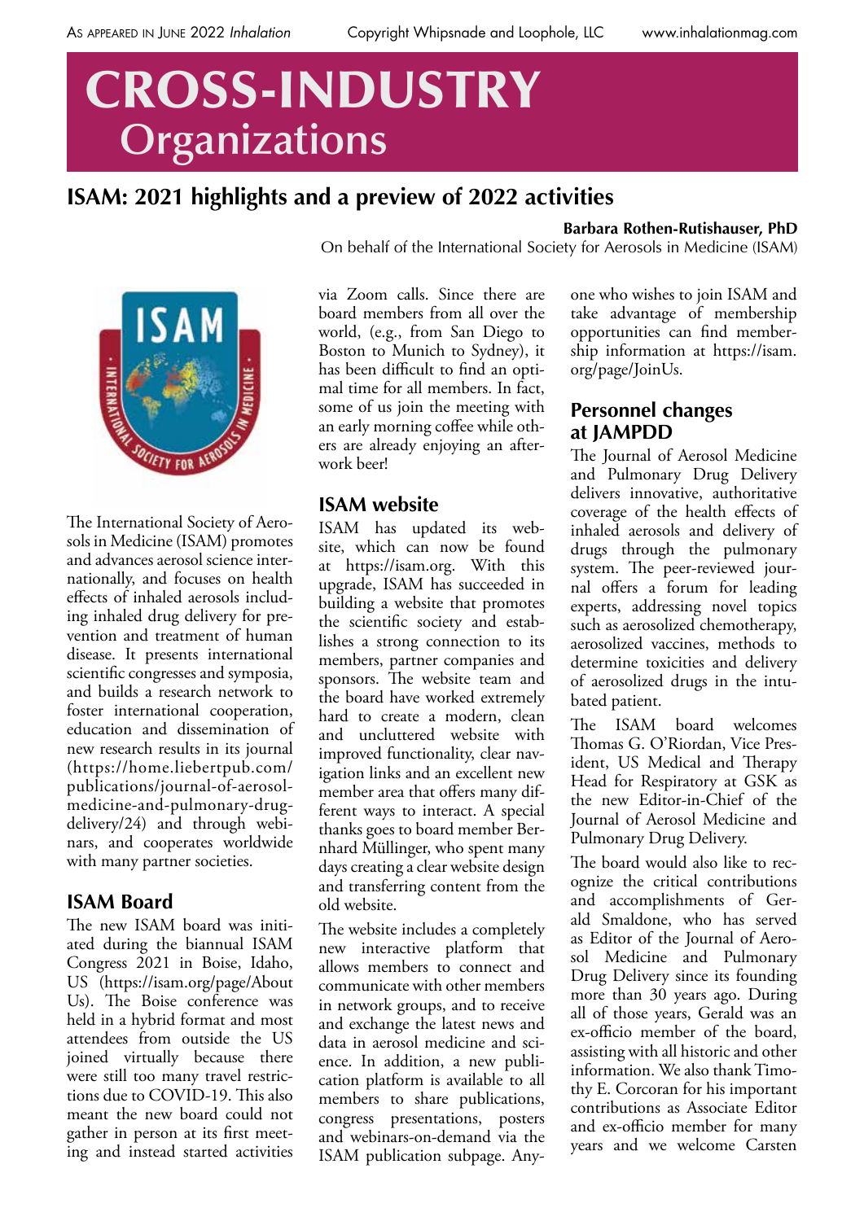# CROSS-INDUSTRY Organizations

## ISAM: 2021 highlights and a preview of 2022 activities

**Barbara Rothen-Rutishauser, PhD**
On behalf of the International Society for Aerosols in Medicine (ISAM)

The International Society of Aerosols in Medicine (ISAM) promotes and advances aerosol science internationally, and focuses on health effects of inhaled aerosols including inhaled drug delivery for prevention and treatment of human disease. It presents international scientific congresses and symposia, and builds a research network to foster international cooperation, education and dissemination of new research results in its journal (https://home.liebertpub.com/publications/journal-of-aerosol-medicine-and-pulmonary-drug-delivery/24) and through webinars, and cooperates worldwide with many partner societies.

### ISAM Board

The new ISAM board was initiated during the biannual ISAM Congress 2021 in Boise, Idaho, US (https://isam.org/page/AboutUs). The Boise conference was held in a hybrid format and most attendees from outside the US joined virtually because there were still too many travel restrictions due to COVID-19. This also meant the new board could not gather in person at its first meeting and instead started activities via Zoom calls. Since there are board members from all over the world, (e.g., from San Diego to Boston to Munich to Sydney), it has been difficult to find an optimal time for all members. In fact, some of us join the meeting with an early morning coffee while others are already enjoying an afterwork beer!

### ISAM website

ISAM has updated its website, which can now be found at https://isam.org. With this upgrade, ISAM has succeeded in building a website that promotes the scientific society and establishes a strong connection to its members, partner companies and sponsors. The website team and the board have worked extremely hard to create a modern, clean and uncluttered website with improved functionality, clear navigation links and an excellent new member area that offers many different ways to interact. A special thanks goes to board member Bernhard Müllinger, who spent many days creating a clear website design and transferring content from the old website.

The website includes a completely new interactive platform that allows members to connect and communicate with other members in network groups, and to receive and exchange the latest news and data in aerosol medicine and science. In addition, a new publication platform is available to all members to share publications, congress presentations, posters and webinars-on-demand via the ISAM publication subpage. Anyone who wishes to join ISAM and take advantage of membership opportunities can find membership information at https://isam.org/page/JoinUs.

### Personnel changes at JAMPDD

The Journal of Aerosol Medicine and Pulmonary Drug Delivery delivers innovative, authoritative coverage of the health effects of inhaled aerosols and delivery of drugs through the pulmonary system. The peer-reviewed journal offers a forum for leading experts, addressing novel topics such as aerosolized chemotherapy, aerosolized vaccines, methods to determine toxicities and delivery of aerosolized drugs in the intubated patient.

The ISAM board welcomes Thomas G. O'Riordan, Vice President, US Medical and Therapy Head for Respiratory at GSK as the new Editor-in-Chief of the Journal of Aerosol Medicine and Pulmonary Drug Delivery.

The board would also like to recognize the critical contributions and accomplishments of Gerald Smaldone, who has served as Editor of the Journal of Aerosol Medicine and Pulmonary Drug Delivery since its founding more than 30 years ago. During all of those years, Gerald was an ex-officio member of the board, assisting with all historic and other information. We also thank Timothy E. Corcoran for his important contributions as Associate Editor and ex-officio member for many years and we welcome Carsten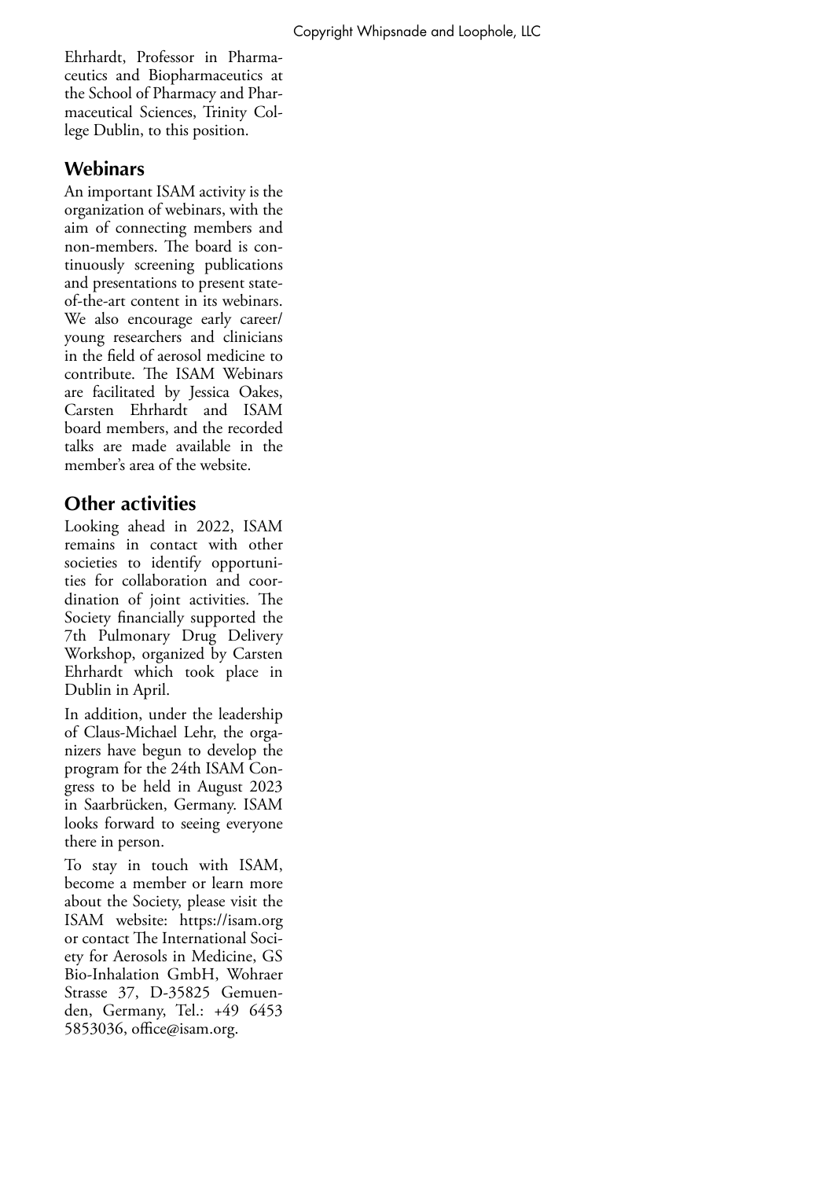Ehrhardt, Professor in Pharmaceutics and Biopharmaceutics at the School of Pharmacy and Pharmaceutical Sciences, Trinity College Dublin, to this position.

## Webinars

An important ISAM activity is the organization of webinars, with the aim of connecting members and non-members. The board is continuously screening publications and presentations to present state-of-the-art content in its webinars. We also encourage early career/young researchers and clinicians in the field of aerosol medicine to contribute. The ISAM Webinars are facilitated by Jessica Oakes, Carsten Ehrhardt and ISAM board members, and the recorded talks are made available in the member's area of the website.

## Other activities

Looking ahead in 2022, ISAM remains in contact with other societies to identify opportunities for collaboration and coordination of joint activities. The Society financially supported the 7th Pulmonary Drug Delivery Workshop, organized by Carsten Ehrhardt which took place in Dublin in April.

In addition, under the leadership of Claus-Michael Lehr, the organizers have begun to develop the program for the 24th ISAM Congress to be held in August 2023 in Saarbrücken, Germany. ISAM looks forward to seeing everyone there in person.

To stay in touch with ISAM, become a member or learn more about the Society, please visit the ISAM website: https://isam.org or contact The International Society for Aerosols in Medicine, GS Bio-Inhalation GmbH, Wohraer Strasse 37, D-35825 Gemuenden, Germany, Tel.: +49 6453 5853036, office@isam.org.